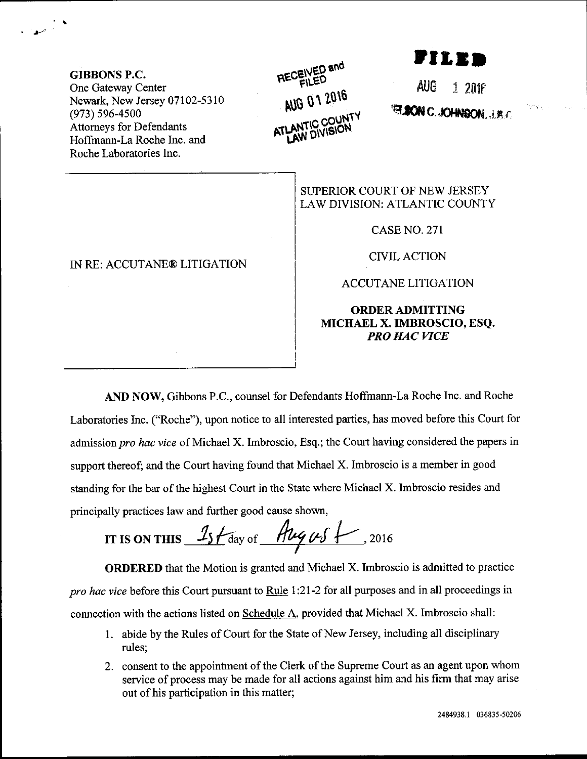**GIBBONS P.C.**
One Gateway Center
Newark, New Jersey 07102-5310
(973) 596-4500
Attorneys for Defendants
Hoffmann-La Roche Inc. and
Roche Laboratories Inc.

RECEIVED and FILED
AUG 01 2016
ATLANTIC COUNTY LAW DIVISION

**FILED**
AUG 1 2016
NELSON C. JOHNSON, J.S.C.

IN RE: ACCUTANE® LITIGATION

SUPERIOR COURT OF NEW JERSEY
LAW DIVISION: ATLANTIC COUNTY

CASE NO. 271

CIVIL ACTION

ACCUTANE LITIGATION

**ORDER ADMITTING MICHAEL X. IMBROSCIO, ESQ. *PRO HAC VICE***

**AND NOW,** Gibbons P.C., counsel for Defendants Hoffmann-La Roche Inc. and Roche Laboratories Inc. ("Roche"), upon notice to all interested parties, has moved before this Court for admission *pro hac vice* of Michael X. Imbroscio, Esq.; the Court having considered the papers in support thereof; and the Court having found that Michael X. Imbroscio is a member in good standing for the bar of the highest Court in the State where Michael X. Imbroscio resides and principally practices law and further good cause shown,

**IT IS ON THIS** 1st day of August, 2016

**ORDERED** that the Motion is granted and Michael X. Imbroscio is admitted to practice *pro hac vice* before this Court pursuant to Rule 1:21-2 for all purposes and in all proceedings in connection with the actions listed on Schedule A, provided that Michael X. Imbroscio shall:

1. abide by the Rules of Court for the State of New Jersey, including all disciplinary rules;
2. consent to the appointment of the Clerk of the Supreme Court as an agent upon whom service of process may be made for all actions against him and his firm that may arise out of his participation in this matter;

2484938.1 036835-50206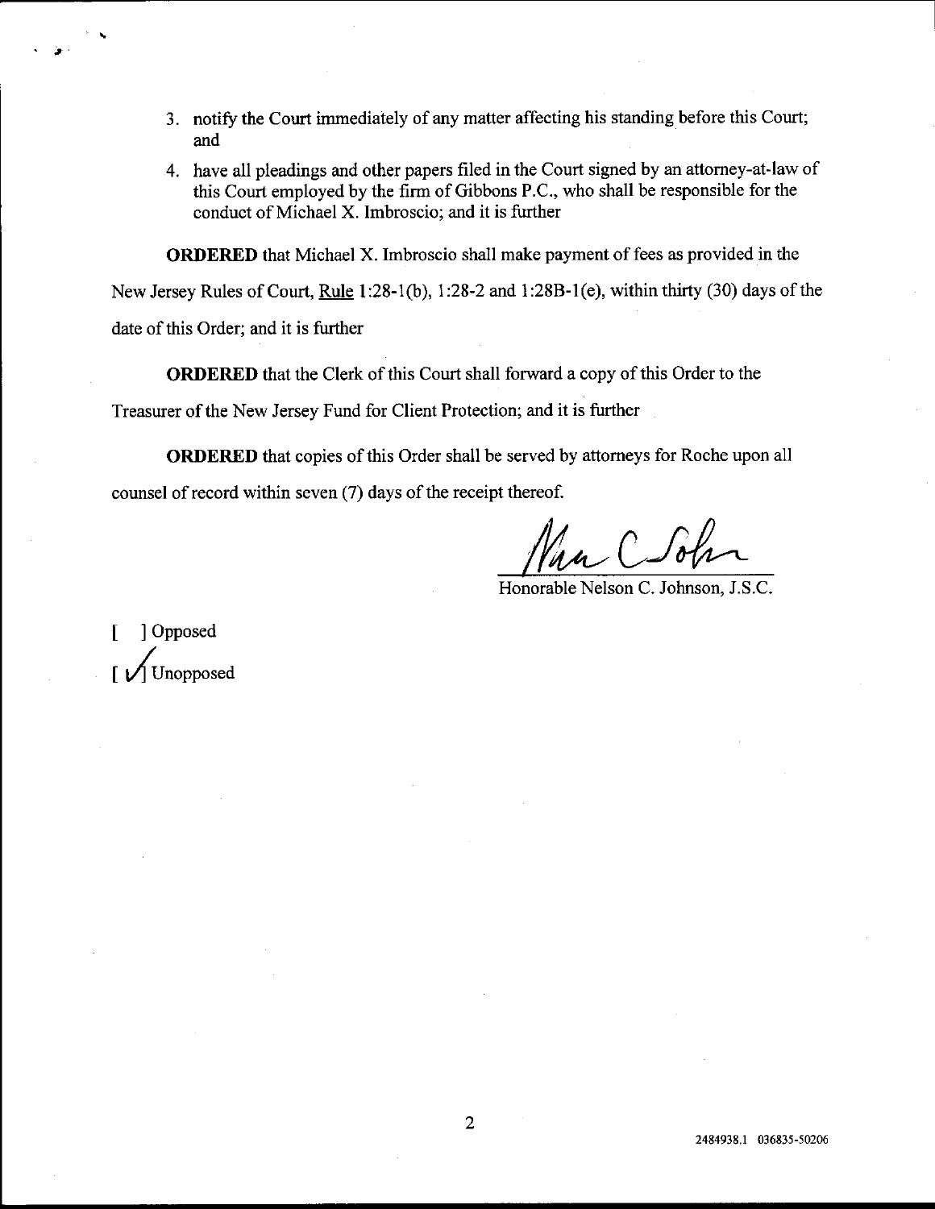3. notify the Court immediately of any matter affecting his standing before this Court; and

4. have all pleadings and other papers filed in the Court signed by an attorney-at-law of this Court employed by the firm of Gibbons P.C., who shall be responsible for the conduct of Michael X. Imbroscio; and it is further

**ORDERED** that Michael X. Imbroscio shall make payment of fees as provided in the New Jersey Rules of Court, Rule 1:28-1(b), 1:28-2 and 1:28B-1(e), within thirty (30) days of the date of this Order; and it is further

**ORDERED** that the Clerk of this Court shall forward a copy of this Order to the Treasurer of the New Jersey Fund for Client Protection; and it is further

**ORDERED** that copies of this Order shall be served by attorneys for Roche upon all counsel of record within seven (7) days of the receipt thereof.

Honorable Nelson C. Johnson, J.S.C.

[ ] Opposed
[✓] Unopposed

2484938.1 036835-50206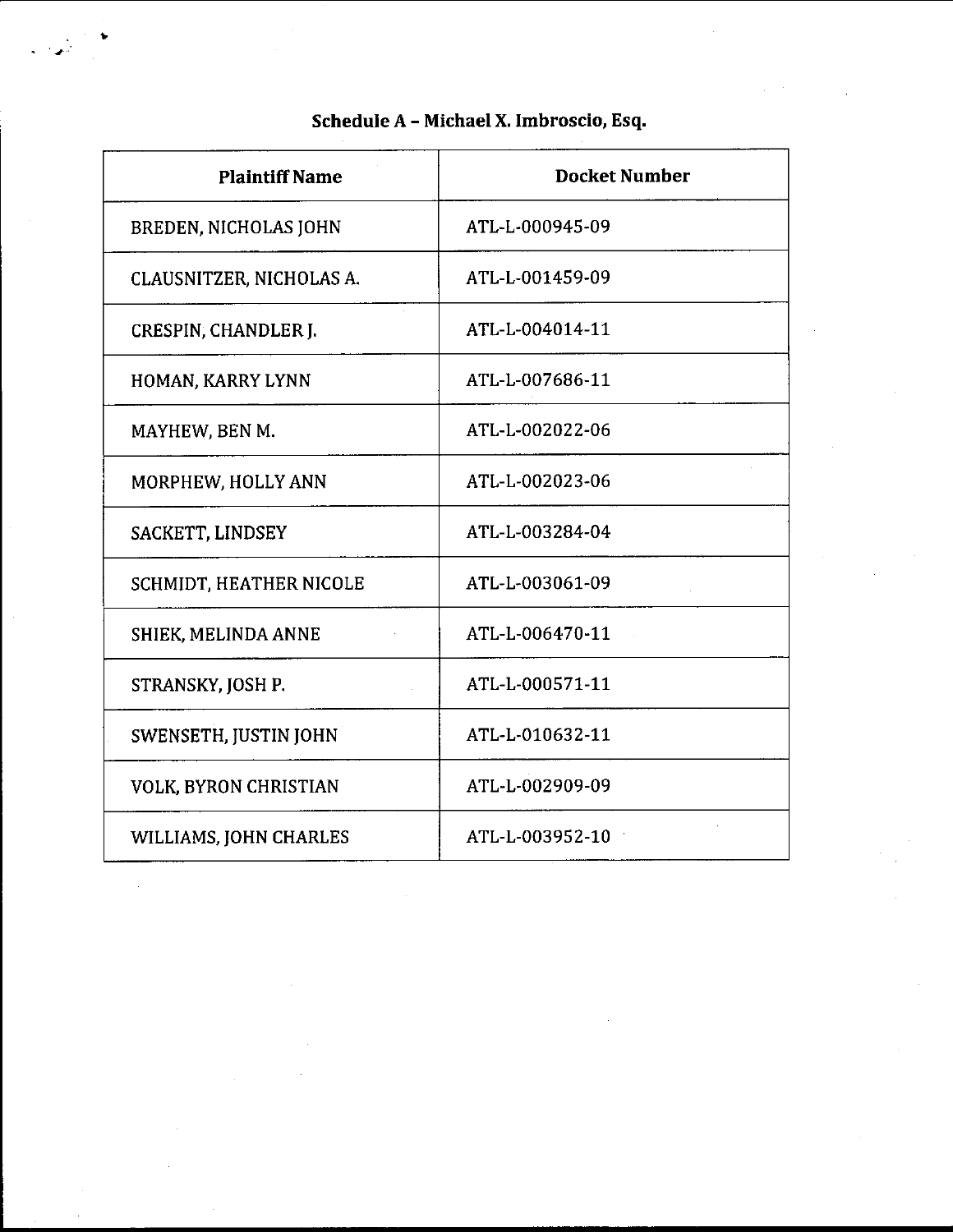**Schedule A – Michael X. Imbroscio, Esq.**

| Plaintiff Name | Docket Number |
| --- | --- |
| BREDEN, NICHOLAS JOHN | ATL-L-000945-09 |
| CLAUSNITZER, NICHOLAS A. | ATL-L-001459-09 |
| CRESPIN, CHANDLER J. | ATL-L-004014-11 |
| HOMAN, KARRY LYNN | ATL-L-007686-11 |
| MAYHEW, BEN M. | ATL-L-002022-06 |
| MORPHEW, HOLLY ANN | ATL-L-002023-06 |
| SACKETT, LINDSEY | ATL-L-003284-04 |
| SCHMIDT, HEATHER NICOLE | ATL-L-003061-09 |
| SHIEK, MELINDA ANNE | ATL-L-006470-11 |
| STRANSKY, JOSH P. | ATL-L-000571-11 |
| SWENSETH, JUSTIN JOHN | ATL-L-010632-11 |
| VOLK, BYRON CHRISTIAN | ATL-L-002909-09 |
| WILLIAMS, JOHN CHARLES | ATL-L-003952-10 |